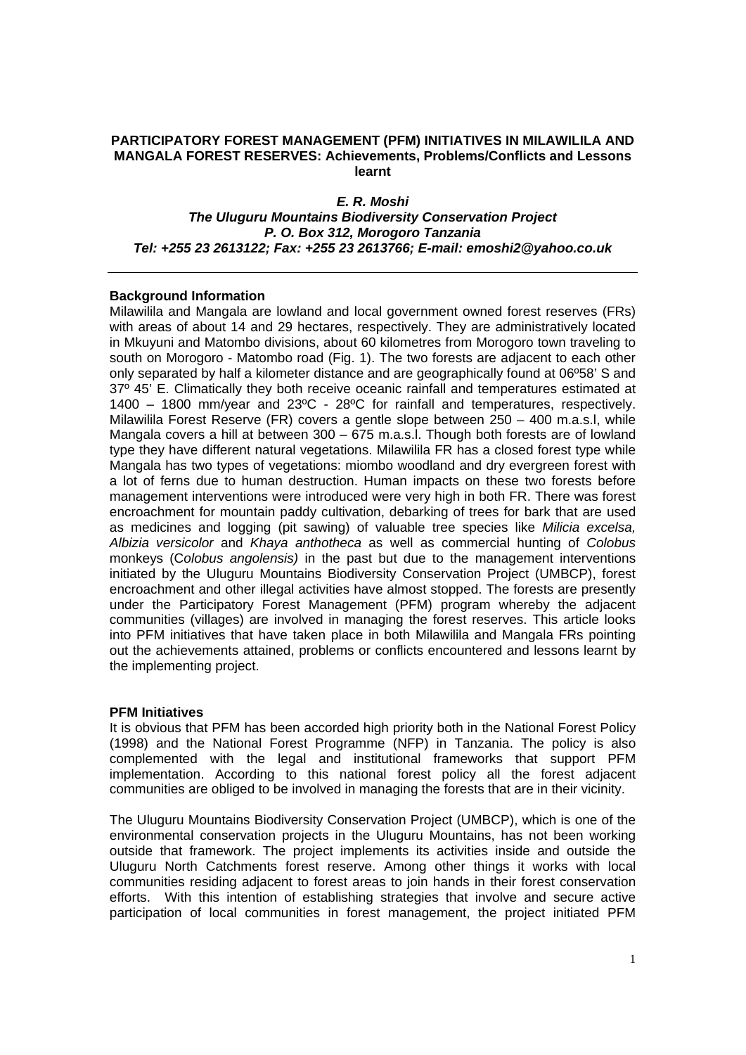# PARTICIPATORY FOREST MANAGEMENT (PFM) INITIATIVES IN MILAWILILA AND MANGALA FOREST RESERVES: Achievements, Problems/Conflicts and Lessons learnt

***E. R. Moshi***
***The Uluguru Mountains Biodiversity Conservation Project***
***P. O. Box 312, Morogoro Tanzania***
***Tel: +255 23 2613122; Fax: +255 23 2613766; E-mail: emoshi2@yahoo.co.uk***

---

## Background Information

Milawilila and Mangala are lowland and local government owned forest reserves (FRs) with areas of about 14 and 29 hectares, respectively. They are administratively located in Mkuyuni and Matombo divisions, about 60 kilometres from Morogoro town traveling to south on Morogoro - Matombo road (Fig. 1). The two forests are adjacent to each other only separated by half a kilometer distance and are geographically found at 06º58' S and 37º 45' E. Climatically they both receive oceanic rainfall and temperatures estimated at 1400 – 1800 mm/year and 23ºC - 28ºC for rainfall and temperatures, respectively. Milawilila Forest Reserve (FR) covers a gentle slope between 250 – 400 m.a.s.l, while Mangala covers a hill at between 300 – 675 m.a.s.l. Though both forests are of lowland type they have different natural vegetations. Milawilila FR has a closed forest type while Mangala has two types of vegetations: miombo woodland and dry evergreen forest with a lot of ferns due to human destruction. Human impacts on these two forests before management interventions were introduced were very high in both FR. There was forest encroachment for mountain paddy cultivation, debarking of trees for bark that are used as medicines and logging (pit sawing) of valuable tree species like *Milicia excelsa, Albizia versicolor* and *Khaya anthotheca* as well as commercial hunting of *Colobus* monkeys (C*olobus angolensis)* in the past but due to the management interventions initiated by the Uluguru Mountains Biodiversity Conservation Project (UMBCP), forest encroachment and other illegal activities have almost stopped. The forests are presently under the Participatory Forest Management (PFM) program whereby the adjacent communities (villages) are involved in managing the forest reserves. This article looks into PFM initiatives that have taken place in both Milawilila and Mangala FRs pointing out the achievements attained, problems or conflicts encountered and lessons learnt by the implementing project.

## PFM Initiatives

It is obvious that PFM has been accorded high priority both in the National Forest Policy (1998) and the National Forest Programme (NFP) in Tanzania. The policy is also complemented with the legal and institutional frameworks that support PFM implementation. According to this national forest policy all the forest adjacent communities are obliged to be involved in managing the forests that are in their vicinity.

The Uluguru Mountains Biodiversity Conservation Project (UMBCP), which is one of the environmental conservation projects in the Uluguru Mountains, has not been working outside that framework. The project implements its activities inside and outside the Uluguru North Catchments forest reserve. Among other things it works with local communities residing adjacent to forest areas to join hands in their forest conservation efforts. With this intention of establishing strategies that involve and secure active participation of local communities in forest management, the project initiated PFM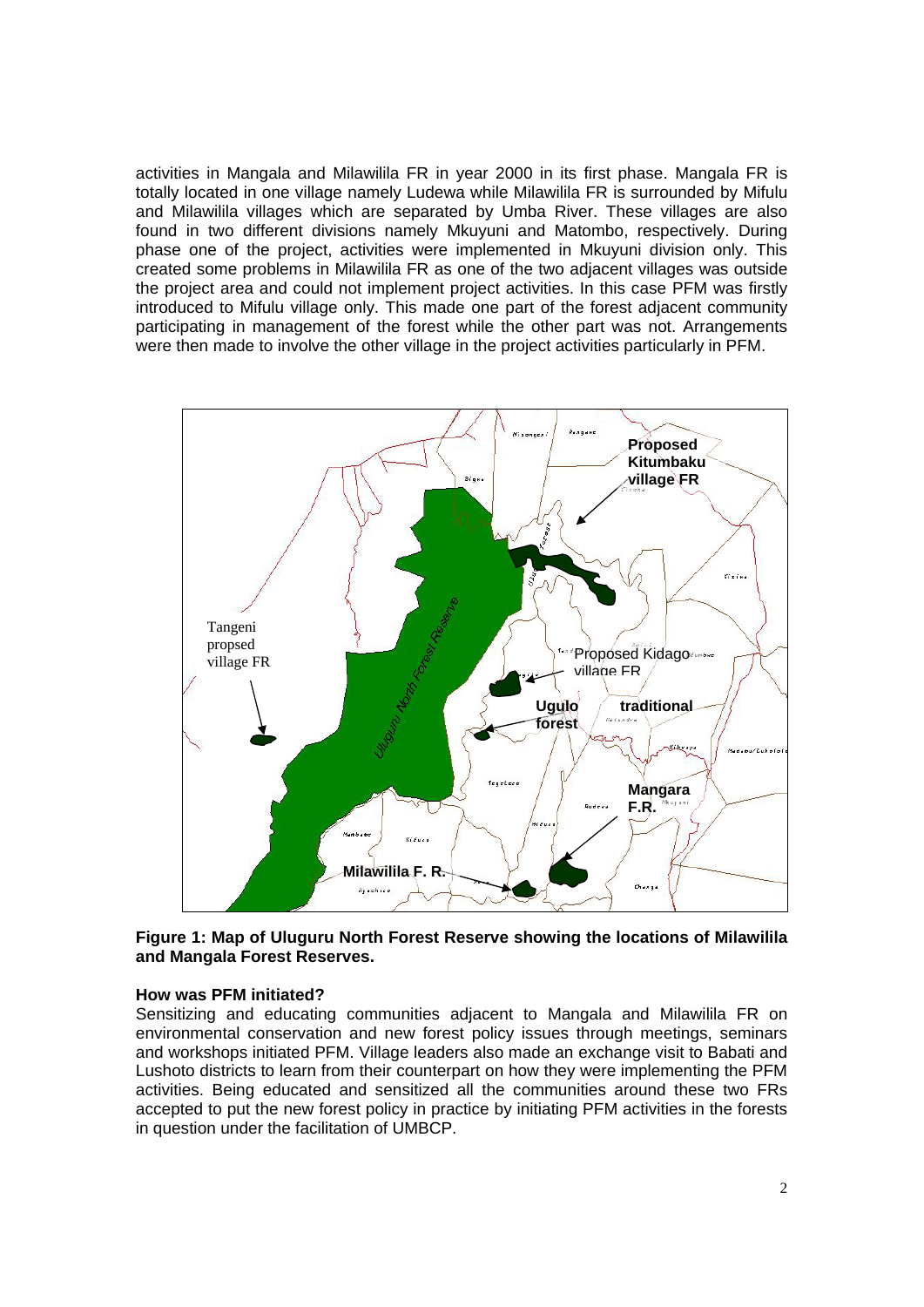activities in Mangala and Milawilila FR in year 2000 in its first phase. Mangala FR is totally located in one village namely Ludewa while Milawilila FR is surrounded by Mifulu and Milawilila villages which are separated by Umba River. These villages are also found in two different divisions namely Mkuyuni and Matombo, respectively. During phase one of the project, activities were implemented in Mkuyuni division only. This created some problems in Milawilila FR as one of the two adjacent villages was outside the project area and could not implement project activities. In this case PFM was firstly introduced to Mifulu village only. This made one part of the forest adjacent community participating in management of the forest while the other part was not. Arrangements were then made to involve the other village in the project activities particularly in PFM.

**Figure 1: Map of Uluguru North Forest Reserve showing the locations of Milawilila and Mangala Forest Reserves.**

### How was PFM initiated?

Sensitizing and educating communities adjacent to Mangala and Milawilila FR on environmental conservation and new forest policy issues through meetings, seminars and workshops initiated PFM. Village leaders also made an exchange visit to Babati and Lushoto districts to learn from their counterpart on how they were implementing the PFM activities. Being educated and sensitized all the communities around these two FRs accepted to put the new forest policy in practice by initiating PFM activities in the forests in question under the facilitation of UMBCP.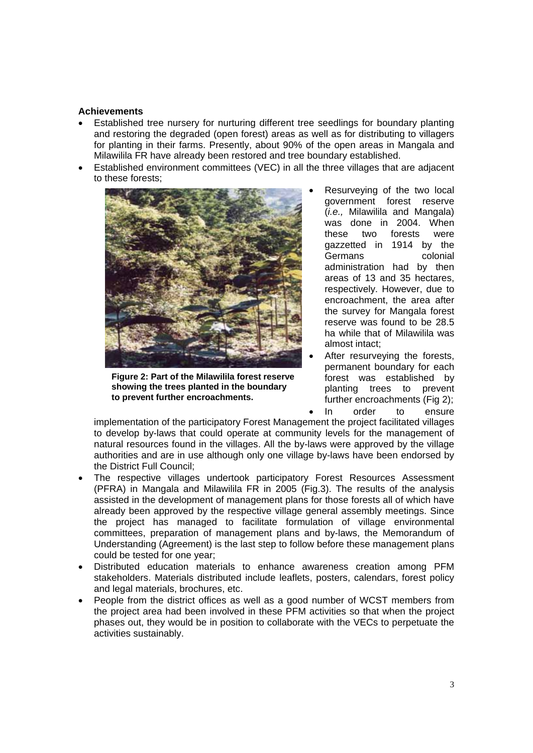**Achievements**

- Established tree nursery for nurturing different tree seedlings for boundary planting and restoring the degraded (open forest) areas as well as for distributing to villagers for planting in their farms. Presently, about 90% of the open areas in Mangala and Milawilila FR have already been restored and tree boundary established.
- Established environment committees (VEC) in all the three villages that are adjacent to these forests;
- Resurveying of the two local government forest reserve (*i.e.,* Milawilila and Mangala) was done in 2004. When these two forests were gazzetted in 1914 by the Germans colonial administration had by then areas of 13 and 35 hectares, respectively. However, due to encroachment, the area after the survey for Mangala forest reserve was found to be 28.5 ha while that of Milawilila was almost intact;
- After resurveying the forests, permanent boundary for each forest was established by planting trees to prevent further encroachments (Fig 2);

**Figure 2: Part of the Milawilila forest reserve showing the trees planted in the boundary to prevent further encroachments.**

- In order to ensure implementation of the participatory Forest Management the project facilitated villages to develop by-laws that could operate at community levels for the management of natural resources found in the villages. All the by-laws were approved by the village authorities and are in use although only one village by-laws have been endorsed by the District Full Council;
- The respective villages undertook participatory Forest Resources Assessment (PFRA) in Mangala and Milawilila FR in 2005 (Fig.3). The results of the analysis assisted in the development of management plans for those forests all of which have already been approved by the respective village general assembly meetings. Since the project has managed to facilitate formulation of village environmental committees, preparation of management plans and by-laws, the Memorandum of Understanding (Agreement) is the last step to follow before these management plans could be tested for one year;
- Distributed education materials to enhance awareness creation among PFM stakeholders. Materials distributed include leaflets, posters, calendars, forest policy and legal materials, brochures, etc.
- People from the district offices as well as a good number of WCST members from the project area had been involved in these PFM activities so that when the project phases out, they would be in position to collaborate with the VECs to perpetuate the activities sustainably.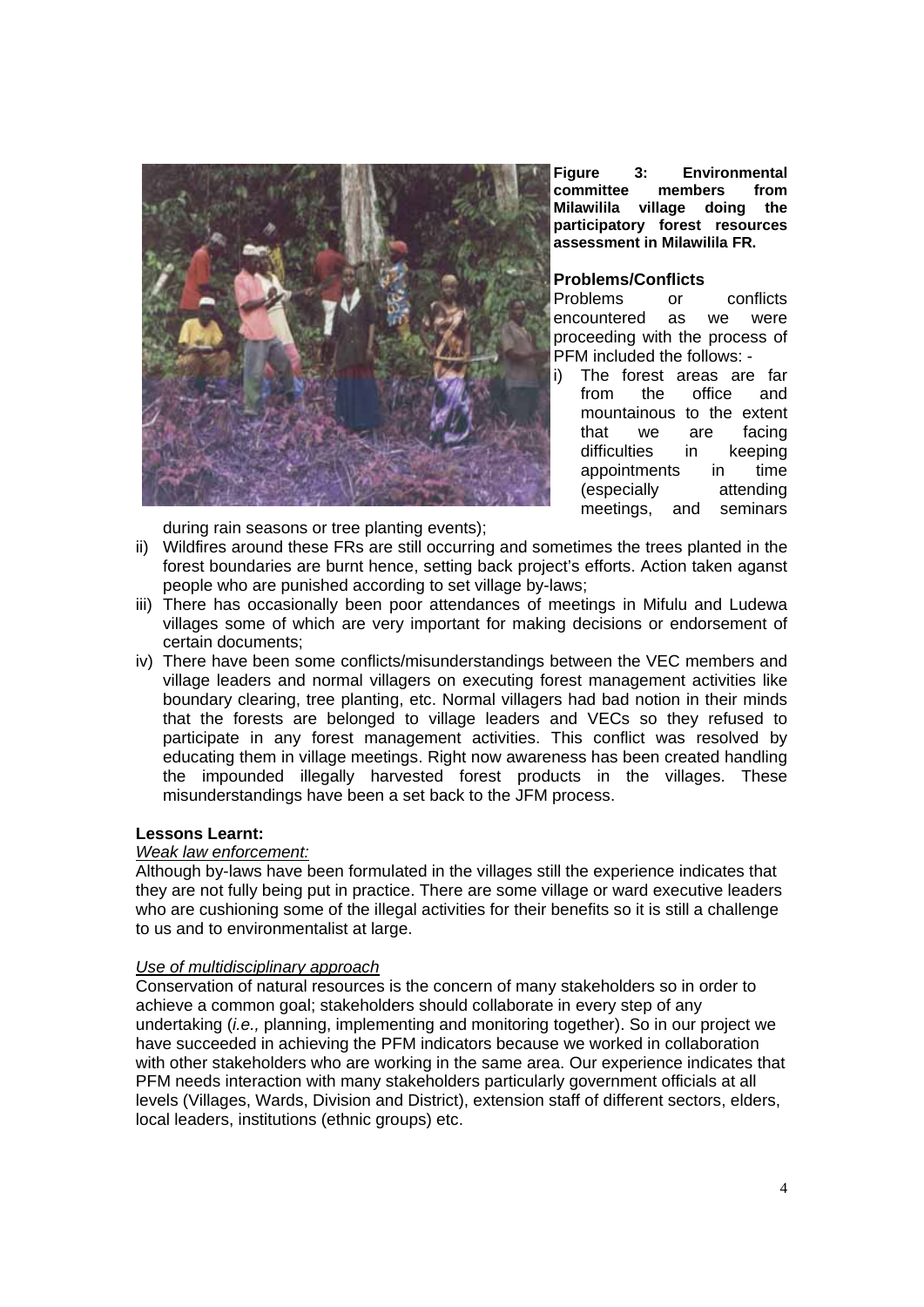**Figure 3: Environmental committee members from Milawilila village doing the participatory forest resources assessment in Milawilila FR.**

### Problems/Conflicts

Problems or conflicts encountered as we were proceeding with the process of PFM included the follows: -

i) The forest areas are far from the office and mountainous to the extent that we are facing difficulties in keeping appointments in time (especially attending meetings, and seminars during rain seasons or tree planting events);
ii) Wildfires around these FRs are still occurring and sometimes the trees planted in the forest boundaries are burnt hence, setting back project's efforts. Action taken aganst people who are punished according to set village by-laws;
iii) There has occasionally been poor attendances of meetings in Mifulu and Ludewa villages some of which are very important for making decisions or endorsement of certain documents;
iv) There have been some conflicts/misunderstandings between the VEC members and village leaders and normal villagers on executing forest management activities like boundary clearing, tree planting, etc. Normal villagers had bad notion in their minds that the forests are belonged to village leaders and VECs so they refused to participate in any forest management activities. This conflict was resolved by educating them in village meetings. Right now awareness has been created handling the impounded illegally harvested forest products in the villages. These misunderstandings have been a set back to the JFM process.

### Lessons Learnt:

*Weak law enforcement:*

Although by-laws have been formulated in the villages still the experience indicates that they are not fully being put in practice. There are some village or ward executive leaders who are cushioning some of the illegal activities for their benefits so it is still a challenge to us and to environmentalist at large.

*Use of multidisciplinary approach*

Conservation of natural resources is the concern of many stakeholders so in order to achieve a common goal; stakeholders should collaborate in every step of any undertaking (*i.e.,* planning, implementing and monitoring together). So in our project we have succeeded in achieving the PFM indicators because we worked in collaboration with other stakeholders who are working in the same area. Our experience indicates that PFM needs interaction with many stakeholders particularly government officials at all levels (Villages, Wards, Division and District), extension staff of different sectors, elders, local leaders, institutions (ethnic groups) etc.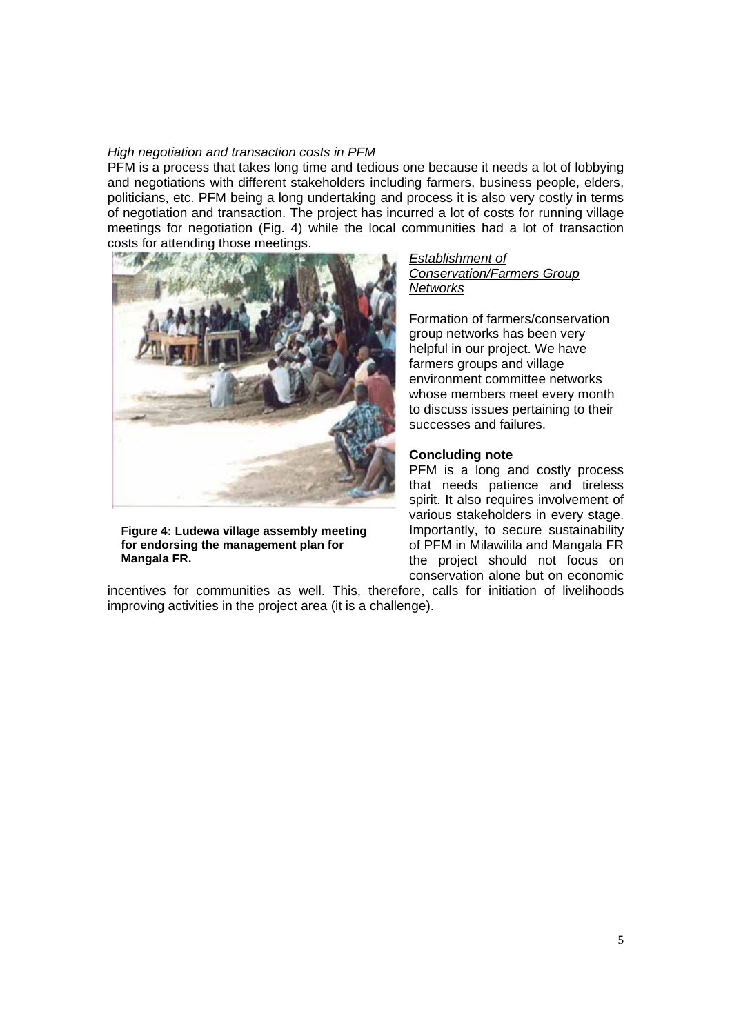*High negotiation and transaction costs in PFM*

PFM is a process that takes long time and tedious one because it needs a lot of lobbying and negotiations with different stakeholders including farmers, business people, elders, politicians, etc. PFM being a long undertaking and process it is also very costly in terms of negotiation and transaction. The project has incurred a lot of costs for running village meetings for negotiation (Fig. 4) while the local communities had a lot of transaction costs for attending those meetings.

**Figure 4: Ludewa village assembly meeting for endorsing the management plan for Mangala FR.**

*Establishment of Conservation/Farmers Group Networks*

Formation of farmers/conservation group networks has been very helpful in our project. We have farmers groups and village environment committee networks whose members meet every month to discuss issues pertaining to their successes and failures.

**Concluding note**

PFM is a long and costly process that needs patience and tireless spirit. It also requires involvement of various stakeholders in every stage. Importantly, to secure sustainability of PFM in Milawilila and Mangala FR the project should not focus on conservation alone but on economic incentives for communities as well. This, therefore, calls for initiation of livelihoods improving activities in the project area (it is a challenge).